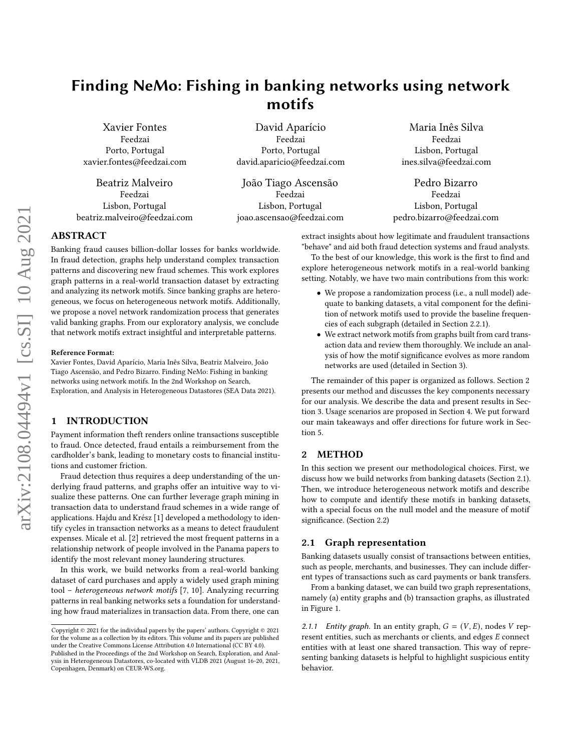# Finding NeMo: Fishing in banking networks using network motifs

Xavier Fontes
Feedzai
Porto, Portugal
xavier.fontes@feedzai.com

David Aparício
Feedzai
Porto, Portugal
david.aparicio@feedzai.com

Maria Inês Silva
Feedzai
Lisbon, Portugal
ines.silva@feedzai.com

Beatriz Malveiro
Feedzai
Lisbon, Portugal
beatriz.malveiro@feedzai.com

João Tiago Ascensão
Feedzai
Lisbon, Portugal
joao.ascensao@feedzai.com

Pedro Bizarro
Feedzai
Lisbon, Portugal
pedro.bizarro@feedzai.com

## ABSTRACT

Banking fraud causes billion-dollar losses for banks worldwide. In fraud detection, graphs help understand complex transaction patterns and discovering new fraud schemes. This work explores graph patterns in a real-world transaction dataset by extracting and analyzing its network motifs. Since banking graphs are heterogeneous, we focus on heterogeneous network motifs. Additionally, we propose a novel network randomization process that generates valid banking graphs. From our exploratory analysis, we conclude that network motifs extract insightful and interpretable patterns.

**Reference Format:**
Xavier Fontes, David Aparício, Maria Inês Silva, Beatriz Malveiro, João Tiago Ascensão, and Pedro Bizarro. Finding NeMo: Fishing in banking networks using network motifs. In the 2nd Workshop on Search, Exploration, and Analysis in Heterogeneous Datastores (SEA Data 2021).

## 1 INTRODUCTION

Payment information theft renders online transactions susceptible to fraud. Once detected, fraud entails a reimbursement from the cardholder's bank, leading to monetary costs to financial institutions and customer friction.

Fraud detection thus requires a deep understanding of the underlying fraud patterns, and graphs offer an intuitive way to visualize these patterns. One can further leverage graph mining in transaction data to understand fraud schemes in a wide range of applications. Hajdu and Krész [1] developed a methodology to identify cycles in transaction networks as a means to detect fraudulent expenses. Micale et al. [2] retrieved the most frequent patterns in a relationship network of people involved in the Panama papers to identify the most relevant money laundering structures.

In this work, we build networks from a real-world banking dataset of card purchases and apply a widely used graph mining tool – *heterogeneous network motifs* [7, 10]. Analyzing recurring patterns in real banking networks sets a foundation for understanding how fraud materializes in transaction data. From there, one can extract insights about how legitimate and fraudulent transactions "behave" and aid both fraud detection systems and fraud analysts.

To the best of our knowledge, this work is the first to find and explore heterogeneous network motifs in a real-world banking setting. Notably, we have two main contributions from this work:

- We propose a randomization process (i.e., a null model) adequate to banking datasets, a vital component for the definition of network motifs used to provide the baseline frequencies of each subgraph (detailed in Section 2.2.1).
- We extract network motifs from graphs built from card transaction data and review them thoroughly. We include an analysis of how the motif significance evolves as more random networks are used (detailed in Section 3).

The remainder of this paper is organized as follows. Section 2 presents our method and discusses the key components necessary for our analysis. We describe the data and present results in Section 3. Usage scenarios are proposed in Section 4. We put forward our main takeaways and offer directions for future work in Section 5.

## 2 METHOD

In this section we present our methodological choices. First, we discuss how we build networks from banking datasets (Section 2.1). Then, we introduce heterogeneous network motifs and describe how to compute and identify these motifs in banking datasets, with a special focus on the null model and the measure of motif significance. (Section 2.2)

### 2.1 Graph representation

Banking datasets usually consist of transactions between entities, such as people, merchants, and businesses. They can include different types of transactions such as card payments or bank transfers.

From a banking dataset, we can build two graph representations, namely (a) entity graphs and (b) transaction graphs, as illustrated in Figure 1.

*2.1.1 Entity graph.* In an entity graph, $G = (V, E)$, nodes $V$ represent entities, such as merchants or clients, and edges $E$ connect entities with at least one shared transaction. This way of representing banking datasets is helpful to highlight suspicious entity behavior.

---

Copyright © 2021 for the individual papers by the papers' authors. Copyright © 2021 for the volume as a collection by its editors. This volume and its papers are published under the Creative Commons License Attribution 4.0 International (CC BY 4.0).
Published in the Proceedings of the 2nd Workshop on Search, Exploration, and Analysis in Heterogeneous Datastores, co-located with VLDB 2021 (August 16-20, 2021, Copenhagen, Denmark) on CEUR-WS.org.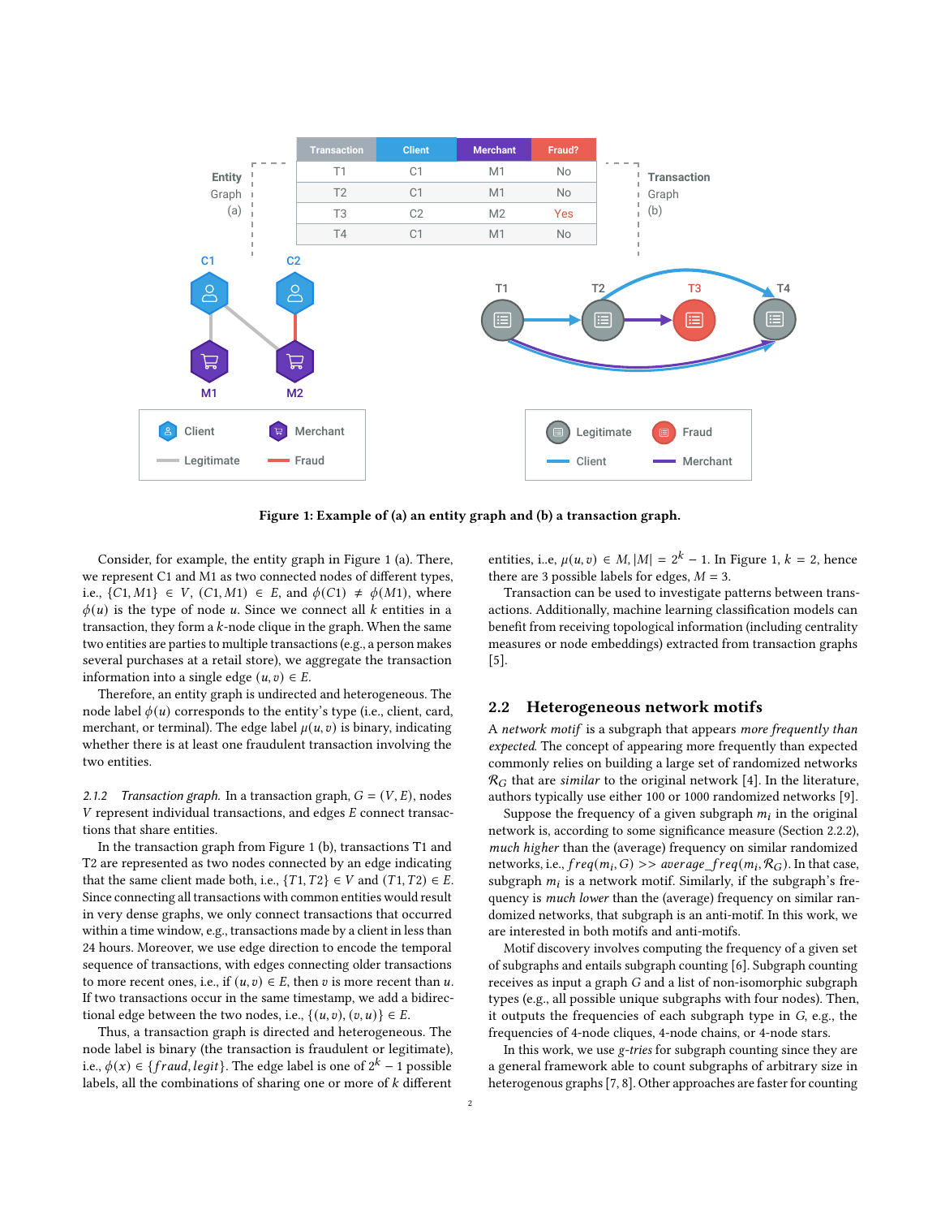| Transaction | Client | Merchant | Fraud? |
|---|---|---|---|
| T1 | C1 | M1 | No |
| T2 | C1 | M1 | No |
| T3 | C2 | M2 | Yes |
| T4 | C1 | M1 | No |

Figure 1: Example of (a) an entity graph and (b) a transaction graph.

Consider, for example, the entity graph in Figure 1 (a). There, we represent C1 and M1 as two connected nodes of different types, i.e., $\{C1, M1\} \in V$, $(C1, M1) \in E$, and $\phi(C1) \neq \phi(M1)$, where $\phi(u)$ is the type of node $u$. Since we connect all $k$ entities in a transaction, they form a $k$-node clique in the graph. When the same two entities are parties to multiple transactions (e.g., a person makes several purchases at a retail store), we aggregate the transaction information into a single edge $(u, v) \in E$.

Therefore, an entity graph is undirected and heterogeneous. The node label $\phi(u)$ corresponds to the entity's type (i.e., client, card, merchant, or terminal). The edge label $\mu(u, v)$ is binary, indicating whether there is at least one fraudulent transaction involving the two entities.

*2.1.2 Transaction graph.* In a transaction graph, $G = (V, E)$, nodes $V$ represent individual transactions, and edges $E$ connect transactions that share entities.

In the transaction graph from Figure 1 (b), transactions T1 and T2 are represented as two nodes connected by an edge indicating that the same client made both, i.e., $\{T1, T2\} \in V$ and $(T1, T2) \in E$. Since connecting all transactions with common entities would result in very dense graphs, we only connect transactions that occurred within a time window, e.g., transactions made by a client in less than 24 hours. Moreover, we use edge direction to encode the temporal sequence of transactions, with edges connecting older transactions to more recent ones, i.e., if $(u, v) \in E$, then $v$ is more recent than $u$. If two transactions occur in the same timestamp, we add a bidirectional edge between the two nodes, i.e., $\{(u, v), (v, u)\} \in E$.

Thus, a transaction graph is directed and heterogeneous. The node label is binary (the transaction is fraudulent or legitimate), i.e., $\phi(x) \in \{fraud, legit\}$. The edge label is one of $2^k - 1$ possible labels, all the combinations of sharing one or more of $k$ different entities, i.e., $\mu(u, v) \in M$, $|M| = 2^k - 1$. In Figure 1, $k = 2$, hence there are 3 possible labels for edges, $M = 3$.

Transaction can be used to investigate patterns between transactions. Additionally, machine learning classification models can benefit from receiving topological information (including centrality measures or node embeddings) extracted from transaction graphs [5].

## 2.2 Heterogeneous network motifs

A *network motif* is a subgraph that appears *more frequently than expected*. The concept of appearing more frequently than expected commonly relies on building a large set of randomized networks $\mathcal{R}_G$ that are *similar* to the original network [4]. In the literature, authors typically use either 100 or 1000 randomized networks [9].

Suppose the frequency of a given subgraph $m_i$ in the original network is, according to some significance measure (Section 2.2.2), *much higher* than the (average) frequency on similar randomized networks, i.e., $freq(m_i, G) >> average\_freq(m_i, \mathcal{R}_G)$. In that case, subgraph $m_i$ is a network motif. Similarly, if the subgraph's frequency is *much lower* than the (average) frequency on similar randomized networks, that subgraph is an anti-motif. In this work, we are interested in both motifs and anti-motifs.

Motif discovery involves computing the frequency of a given set of subgraphs and entails subgraph counting [6]. Subgraph counting receives as input a graph $G$ and a list of non-isomorphic subgraph types (e.g., all possible unique subgraphs with four nodes). Then, it outputs the frequencies of each subgraph type in $G$, e.g., the frequencies of 4-node cliques, 4-node chains, or 4-node stars.

In this work, we use *g-tries* for subgraph counting since they are a general framework able to count subgraphs of arbitrary size in heterogenous graphs [7, 8]. Other approaches are faster for counting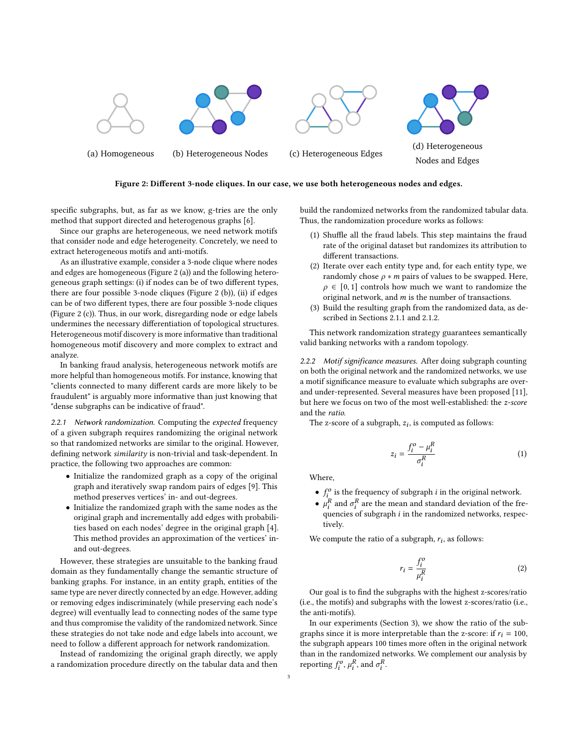(a) Homogeneous (b) Heterogeneous Nodes (c) Heterogeneous Edges (d) Heterogeneous Nodes and Edges

**Figure 2: Different 3-node cliques. In our case, we use both heterogeneous nodes and edges.**

specific subgraphs, but, as far as we know, g-tries are the only method that support directed and heterogenous graphs [6].

Since our graphs are heterogeneous, we need network motifs that consider node and edge heterogeneity. Concretely, we need to extract heterogeneous motifs and anti-motifs.

As an illustrative example, consider a 3-node clique where nodes and edges are homogeneous (Figure 2 (a)) and the following heterogeneous graph settings: (i) if nodes can be of two different types, there are four possible 3-node cliques (Figure 2 (b)), (ii) if edges can be of two different types, there are four possible 3-node cliques (Figure 2 (c)). Thus, in our work, disregarding node or edge labels undermines the necessary differentiation of topological structures. Heterogeneous motif discovery is more informative than traditional homogeneous motif discovery and more complex to extract and analyze.

In banking fraud analysis, heterogeneous network motifs are more helpful than homogeneous motifs. For instance, knowing that "clients connected to many different cards are more likely to be fraudulent" is arguably more informative than just knowing that "dense subgraphs can be indicative of fraud".

*2.2.1 Network randomization.* Computing the *expected* frequency of a given subgraph requires randomizing the original network so that randomized networks are similar to the original. However, defining network *similarity* is non-trivial and task-dependent. In practice, the following two approaches are common:

- Initialize the randomized graph as a copy of the original graph and iteratively swap random pairs of edges [9]. This method preserves vertices' in- and out-degrees.
- Initialize the randomized graph with the same nodes as the original graph and incrementally add edges with probabilities based on each nodes' degree in the original graph [4]. This method provides an approximation of the vertices' in- and out-degrees.

However, these strategies are unsuitable to the banking fraud domain as they fundamentally change the semantic structure of banking graphs. For instance, in an entity graph, entities of the same type are never directly connected by an edge. However, adding or removing edges indiscriminately (while preserving each node's degree) will eventually lead to connecting nodes of the same type and thus compromise the validity of the randomized network. Since these strategies do not take node and edge labels into account, we need to follow a different approach for network randomization.

Instead of randomizing the original graph directly, we apply a randomization procedure directly on the tabular data and then build the randomized networks from the randomized tabular data. Thus, the randomization procedure works as follows:

1. Shuffle all the fraud labels. This step maintains the fraud rate of the original dataset but randomizes its attribution to different transactions.
2. Iterate over each entity type and, for each entity type, we randomly chose $\rho * m$ pairs of values to be swapped. Here, $\rho \in [0, 1]$ controls how much we want to randomize the original network, and $m$ is the number of transactions.
3. Build the resulting graph from the randomized data, as described in Sections 2.1.1 and 2.1.2.

This network randomization strategy guarantees semantically valid banking networks with a random topology.

*2.2.2 Motif significance measures.* After doing subgraph counting on both the original network and the randomized networks, we use a motif significance measure to evaluate which subgraphs are over- and under-represented. Several measures have been proposed [11], but here we focus on two of the most well-established: the *z-score* and the *ratio*.

The z-score of a subgraph, $z_i$, is computed as follows:

$$z_i = \frac{f_i^o - \mu_i^R}{\sigma_i^R} \tag{1}$$

Where,

- $f_i^o$ is the frequency of subgraph $i$ in the original network.
- $\mu_i^R$ and $\sigma_i^R$ are the mean and standard deviation of the frequencies of subgraph $i$ in the randomized networks, respectively.

We compute the ratio of a subgraph, $r_i$, as follows:

$$r_i = \frac{f_i^o}{\mu_i^R} \tag{2}$$

Our goal is to find the subgraphs with the highest z-scores/ratio (i.e., the motifs) and subgraphs with the lowest z-scores/ratio (i.e., the anti-motifs).

In our experiments (Section 3), we show the ratio of the subgraphs since it is more interpretable than the z-score: if $r_i = 100$, the subgraph appears 100 times more often in the original network than in the randomized networks. We complement our analysis by reporting $f_i^o$, $\mu_i^R$, and $\sigma_i^R$.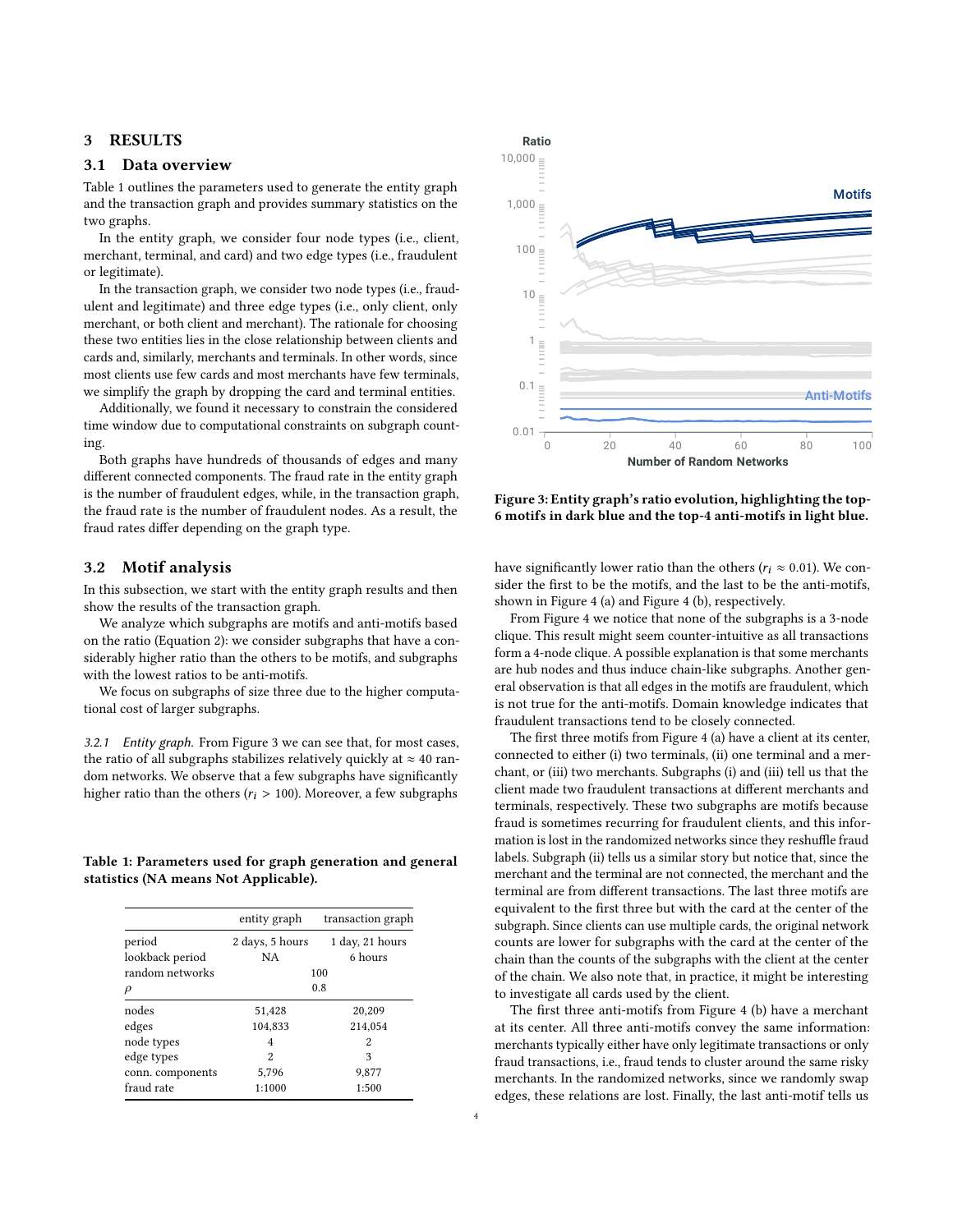## 3 RESULTS

### 3.1 Data overview

Table 1 outlines the parameters used to generate the entity graph and the transaction graph and provides summary statistics on the two graphs.

In the entity graph, we consider four node types (i.e., client, merchant, terminal, and card) and two edge types (i.e., fraudulent or legitimate).

In the transaction graph, we consider two node types (i.e., fraudulent and legitimate) and three edge types (i.e., only client, only merchant, or both client and merchant). The rationale for choosing these two entities lies in the close relationship between clients and cards and, similarly, merchants and terminals. In other words, since most clients use few cards and most merchants have few terminals, we simplify the graph by dropping the card and terminal entities.

Additionally, we found it necessary to constrain the considered time window due to computational constraints on subgraph counting.

Both graphs have hundreds of thousands of edges and many different connected components. The fraud rate in the entity graph is the number of fraudulent edges, while, in the transaction graph, the fraud rate is the number of fraudulent nodes. As a result, the fraud rates differ depending on the graph type.

**Table 1: Parameters used for graph generation and general statistics (NA means Not Applicable).**

| | entity graph | transaction graph |
|---|---|---|
| period | 2 days, 5 hours | 1 day, 21 hours |
| lookback period | NA | 6 hours |
| random networks | 100 | 100 |
| $\rho$ | 0.8 | 0.8 |
| nodes | 51,428 | 20,209 |
| edges | 104,833 | 214,054 |
| node types | 4 | 2 |
| edge types | 2 | 3 |
| conn. components | 5,796 | 9,877 |
| fraud rate | 1:1000 | 1:500 |

### 3.2 Motif analysis

In this subsection, we start with the entity graph results and then show the results of the transaction graph.

We analyze which subgraphs are motifs and anti-motifs based on the ratio (Equation 2): we consider subgraphs that have a considerably higher ratio than the others to be motifs, and subgraphs with the lowest ratios to be anti-motifs.

We focus on subgraphs of size three due to the higher computational cost of larger subgraphs.

*3.2.1 Entity graph.* From Figure 3 we can see that, for most cases, the ratio of all subgraphs stabilizes relatively quickly at $\approx 40$ random networks. We observe that a few subgraphs have significantly higher ratio than the others ($r_i > 100$). Moreover, a few subgraphs have significantly lower ratio than the others ($r_i \approx 0.01$). We consider the first to be the motifs, and the last to be the anti-motifs, shown in Figure 4 (a) and Figure 4 (b), respectively.

**Figure 3: Entity graph's ratio evolution, highlighting the top-6 motifs in dark blue and the top-4 anti-motifs in light blue.**

From Figure 4 we notice that none of the subgraphs is a 3-node clique. This result might seem counter-intuitive as all transactions form a 4-node clique. A possible explanation is that some merchants are hub nodes and thus induce chain-like subgraphs. Another general observation is that all edges in the motifs are fraudulent, which is not true for the anti-motifs. Domain knowledge indicates that fraudulent transactions tend to be closely connected.

The first three motifs from Figure 4 (a) have a client at its center, connected to either (i) two terminals, (ii) one terminal and a merchant, or (iii) two merchants. Subgraphs (i) and (iii) tell us that the client made two fraudulent transactions at different merchants and terminals, respectively. These two subgraphs are motifs because fraud is sometimes recurring for fraudulent clients, and this information is lost in the randomized networks since they reshuffle fraud labels. Subgraph (ii) tells us a similar story but notice that, since the merchant and the terminal are not connected, the merchant and the terminal are from different transactions. The last three motifs are equivalent to the first three but with the card at the center of the subgraph. Since clients can use multiple cards, the original network counts are lower for subgraphs with the card at the center of the chain than the counts of the subgraphs with the client at the center of the chain. We also note that, in practice, it might be interesting to investigate all cards used by the client.

The first three anti-motifs from Figure 4 (b) have a merchant at its center. All three anti-motifs convey the same information: merchants typically either have only legitimate transactions or only fraud transactions, i.e., fraud tends to cluster around the same risky merchants. In the randomized networks, since we randomly swap edges, these relations are lost. Finally, the last anti-motif tells us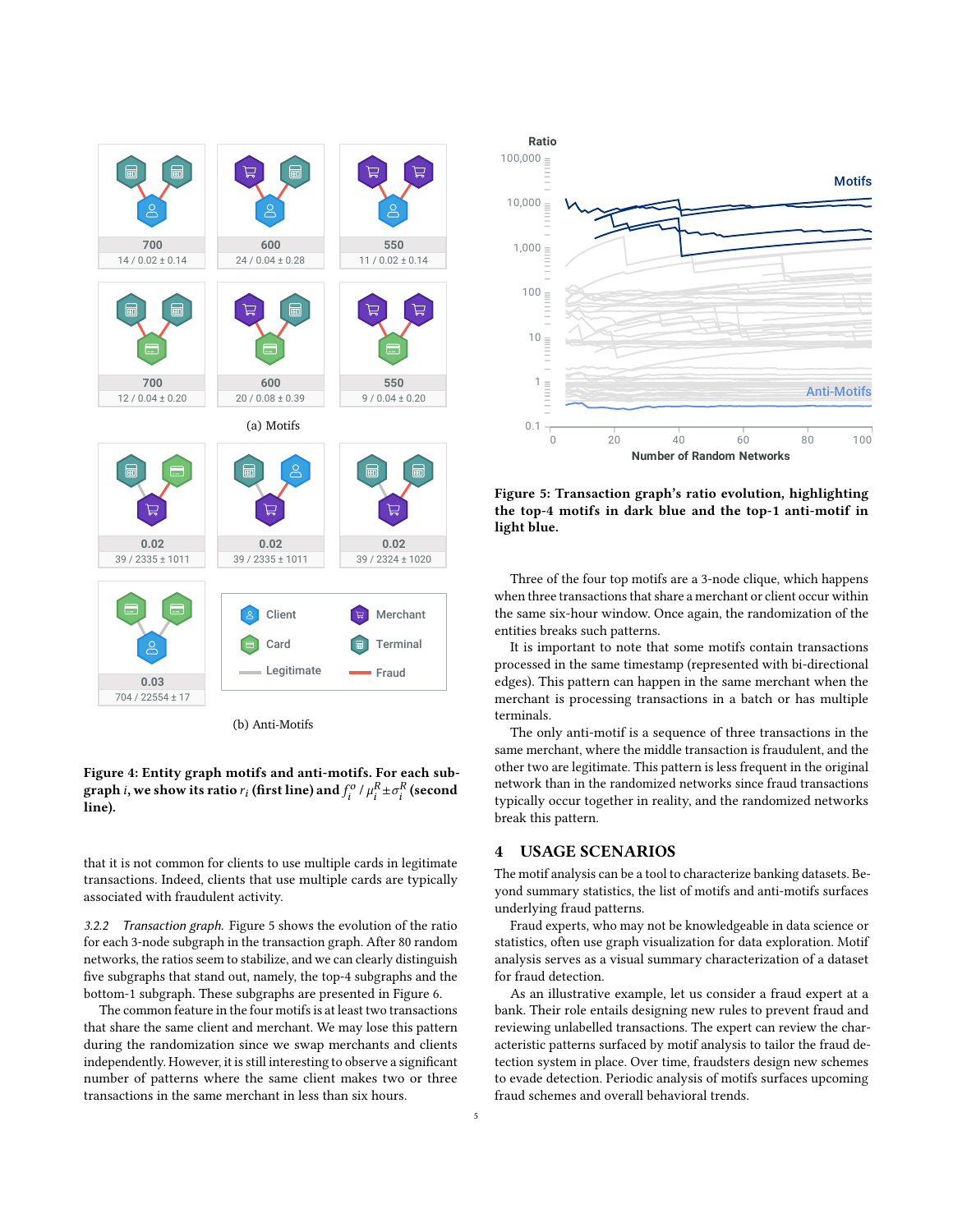(a) Motifs

(b) Anti-Motifs

**Figure 4: Entity graph motifs and anti-motifs. For each subgraph $i$, we show its ratio $r_i$ (first line) and $f_i^o$ / $\mu_i^R \pm \sigma_i^R$ (second line).**

that it is not common for clients to use multiple cards in legitimate transactions. Indeed, clients that use multiple cards are typically associated with fraudulent activity.

*3.2.2 Transaction graph.* Figure 5 shows the evolution of the ratio for each 3-node subgraph in the transaction graph. After 80 random networks, the ratios seem to stabilize, and we can clearly distinguish five subgraphs that stand out, namely, the top-4 subgraphs and the bottom-1 subgraph. These subgraphs are presented in Figure 6.

The common feature in the four motifs is at least two transactions that share the same client and merchant. We may lose this pattern during the randomization since we swap merchants and clients independently. However, it is still interesting to observe a significant number of patterns where the same client makes two or three transactions in the same merchant in less than six hours.

**Figure 5: Transaction graph's ratio evolution, highlighting the top-4 motifs in dark blue and the top-1 anti-motif in light blue.**

Three of the four top motifs are a 3-node clique, which happens when three transactions that share a merchant or client occur within the same six-hour window. Once again, the randomization of the entities breaks such patterns.

It is important to note that some motifs contain transactions processed in the same timestamp (represented with bi-directional edges). This pattern can happen in the same merchant when the merchant is processing transactions in a batch or has multiple terminals.

The only anti-motif is a sequence of three transactions in the same merchant, where the middle transaction is fraudulent, and the other two are legitimate. This pattern is less frequent in the original network than in the randomized networks since fraud transactions typically occur together in reality, and the randomized networks break this pattern.

## 4 USAGE SCENARIOS

The motif analysis can be a tool to characterize banking datasets. Beyond summary statistics, the list of motifs and anti-motifs surfaces underlying fraud patterns.

Fraud experts, who may not be knowledgeable in data science or statistics, often use graph visualization for data exploration. Motif analysis serves as a visual summary characterization of a dataset for fraud detection.

As an illustrative example, let us consider a fraud expert at a bank. Their role entails designing new rules to prevent fraud and reviewing unlabelled transactions. The expert can review the characteristic patterns surfaced by motif analysis to tailor the fraud detection system in place. Over time, fraudsters design new schemes to evade detection. Periodic analysis of motifs surfaces upcoming fraud schemes and overall behavioral trends.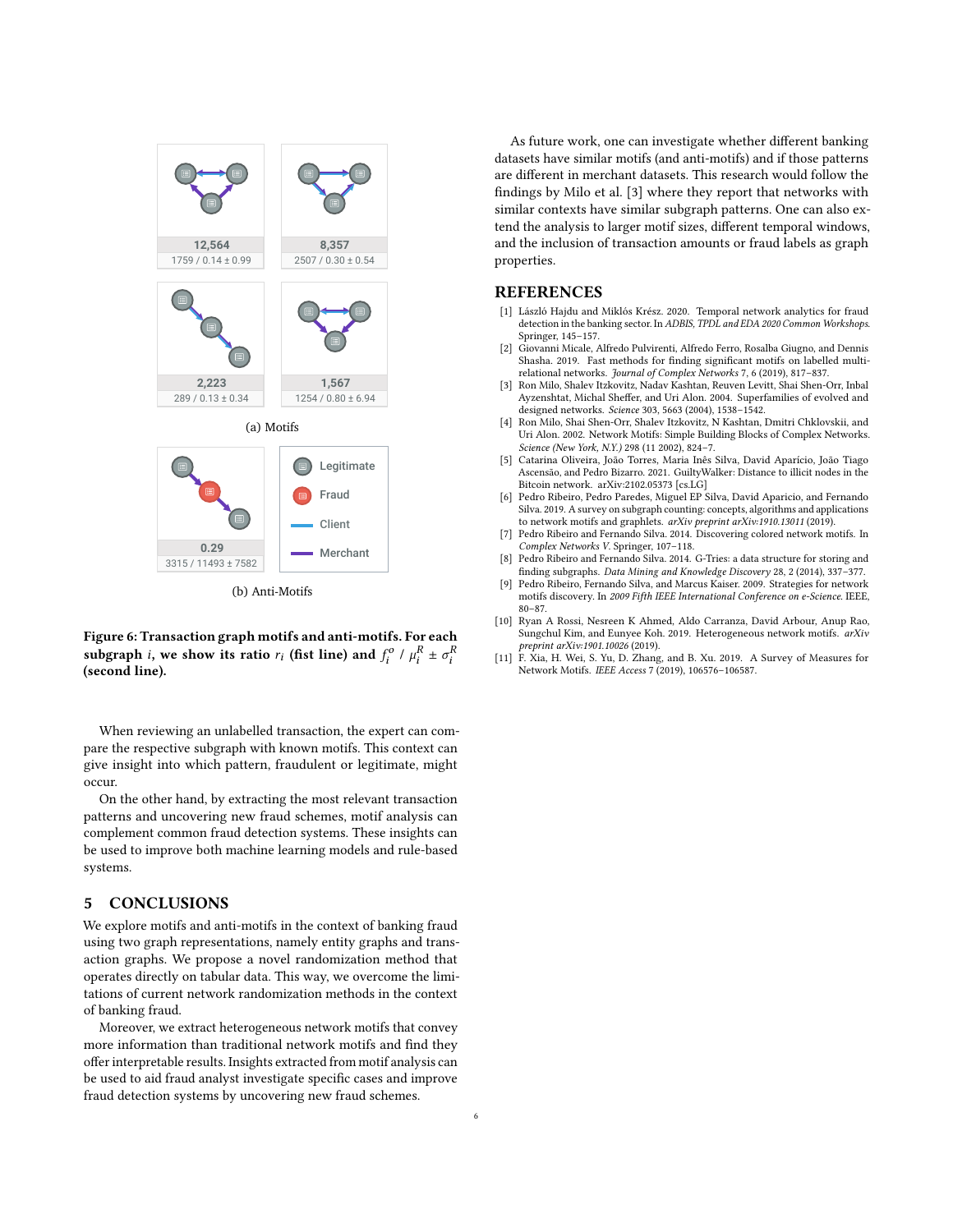12,564
1759 / 0.14 ± 0.99

8,357
2507 / 0.30 ± 0.54

2,223
289 / 0.13 ± 0.34

1,567
1254 / 0.80 ± 6.94

(a) Motifs

0.29
3315 / 11493 ± 7582

Legitimate
Fraud
Client
Merchant

(b) Anti-Motifs

**Figure 6: Transaction graph motifs and anti-motifs. For each subgraph $i$, we show its ratio $r_i$ (fist line) and $f_i^o$ / $\mu_i^R \pm \sigma_i^R$ (second line).**

When reviewing an unlabelled transaction, the expert can compare the respective subgraph with known motifs. This context can give insight into which pattern, fraudulent or legitimate, might occur.

On the other hand, by extracting the most relevant transaction patterns and uncovering new fraud schemes, motif analysis can complement common fraud detection systems. These insights can be used to improve both machine learning models and rule-based systems.

## 5 CONCLUSIONS

We explore motifs and anti-motifs in the context of banking fraud using two graph representations, namely entity graphs and transaction graphs. We propose a novel randomization method that operates directly on tabular data. This way, we overcome the limitations of current network randomization methods in the context of banking fraud.

Moreover, we extract heterogeneous network motifs that convey more information than traditional network motifs and find they offer interpretable results. Insights extracted from motif analysis can be used to aid fraud analyst investigate specific cases and improve fraud detection systems by uncovering new fraud schemes.

As future work, one can investigate whether different banking datasets have similar motifs (and anti-motifs) and if those patterns are different in merchant datasets. This research would follow the findings by Milo et al. [3] where they report that networks with similar contexts have similar subgraph patterns. One can also extend the analysis to larger motif sizes, different temporal windows, and the inclusion of transaction amounts or fraud labels as graph properties.

## REFERENCES

[1] László Hajdu and Miklós Krész. 2020. Temporal network analytics for fraud detection in the banking sector. In *ADBIS, TPDL and EDA 2020 Common Workshops*. Springer, 145–157.

[2] Giovanni Micale, Alfredo Pulvirenti, Alfredo Ferro, Rosalba Giugno, and Dennis Shasha. 2019. Fast methods for finding significant motifs on labelled multi-relational networks. *Journal of Complex Networks* 7, 6 (2019), 817–837.

[3] Ron Milo, Shalev Itzkovitz, Nadav Kashtan, Reuven Levitt, Shai Shen-Orr, Inbal Ayzenshtat, Michal Sheffer, and Uri Alon. 2004. Superfamilies of evolved and designed networks. *Science* 303, 5663 (2004), 1538–1542.

[4] Ron Milo, Shai Shen-Orr, Shalev Itzkovitz, N Kashtan, Dmitri Chklovskii, and Uri Alon. 2002. Network Motifs: Simple Building Blocks of Complex Networks. *Science (New York, N.Y.)* 298 (11 2002), 824–7.

[5] Catarina Oliveira, João Torres, Maria Inês Silva, David Aparício, João Tiago Ascensão, and Pedro Bizarro. 2021. GuiltyWalker: Distance to illicit nodes in the Bitcoin network. arXiv:2102.05373 [cs.LG]

[6] Pedro Ribeiro, Pedro Paredes, Miguel EP Silva, David Aparicio, and Fernando Silva. 2019. A survey on subgraph counting: concepts, algorithms and applications to network motifs and graphlets. *arXiv preprint arXiv:1910.13011* (2019).

[7] Pedro Ribeiro and Fernando Silva. 2014. Discovering colored network motifs. In *Complex Networks V*. Springer, 107–118.

[8] Pedro Ribeiro and Fernando Silva. 2014. G-Tries: a data structure for storing and finding subgraphs. *Data Mining and Knowledge Discovery* 28, 2 (2014), 337–377.

[9] Pedro Ribeiro, Fernando Silva, and Marcus Kaiser. 2009. Strategies for network motifs discovery. In *2009 Fifth IEEE International Conference on e-Science*. IEEE, 80–87.

[10] Ryan A Rossi, Nesreen K Ahmed, Aldo Carranza, David Arbour, Anup Rao, Sungchul Kim, and Eunyee Koh. 2019. Heterogeneous network motifs. *arXiv preprint arXiv:1901.10026* (2019).

[11] F. Xia, H. Wei, S. Yu, D. Zhang, and B. Xu. 2019. A Survey of Measures for Network Motifs. *IEEE Access* 7 (2019), 106576–106587.